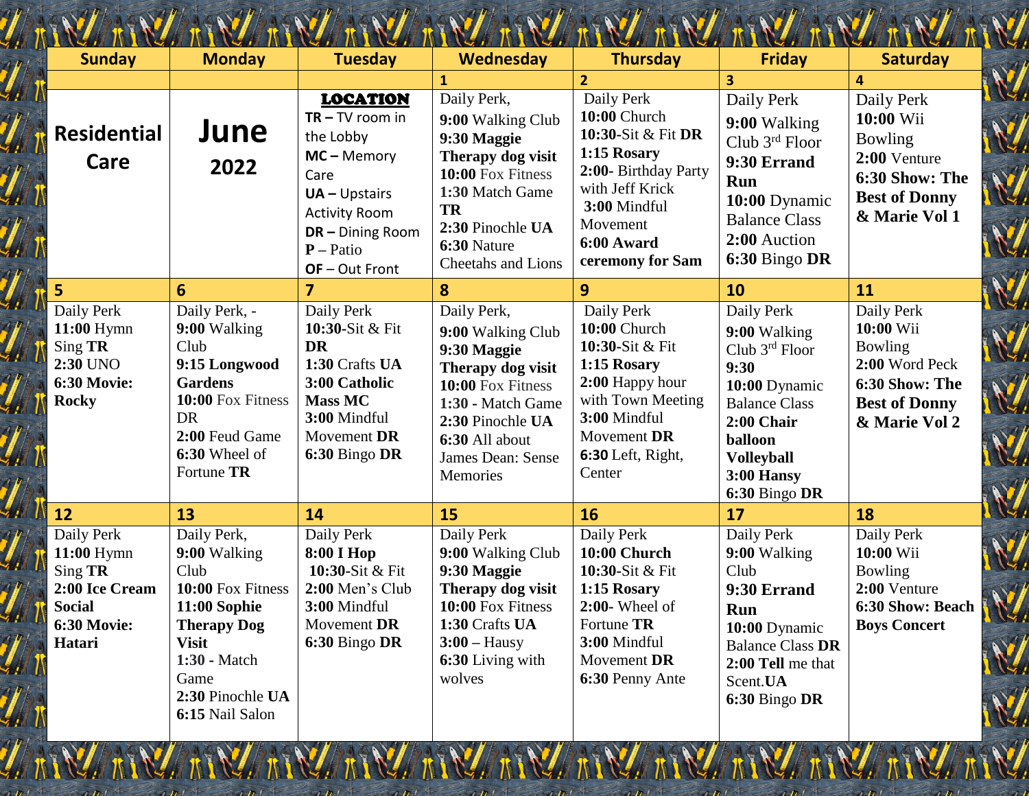| Sunday | Monday | Tuesday | Wednesday | Thursday | Friday | Saturday |
|---|---|---|---|---|---|---|
| | | | 1 | 2 | 3 | 4 |
| **Residential Care** | **June 2022** | **LOCATION** **TR –** TV room in the Lobby **MC –** Memory Care **UA –** Upstairs Activity Room **DR –** Dining Room **P** – Patio **OF** – Out Front | Daily Perk, **9:00** Walking Club **9:30 Maggie Therapy dog visit** **10:00** Fox Fitness **1:30** Match Game **TR** **2:30** Pinochle **UA** **6:30** Nature Cheetahs and Lions | Daily Perk **10:00** Church **10:30**-Sit & Fit **DR** **1:15 Rosary** **2:00**- Birthday Party with Jeff Krick **3:00** Mindful Movement **6:00 Award ceremony for Sam** | Daily Perk **9:00** Walking Club 3rd Floor **9:30 Errand Run** **10:00** Dynamic Balance Class **2:00** Auction **6:30** Bingo **DR** | Daily Perk **10:00** Wii Bowling **2:00** Venture **6:30 Show: The Best of Donny & Marie Vol 1** |
| 5 | 6 | 7 | 8 | 9 | 10 | 11 |
| Daily Perk **11:00** Hymn Sing **TR** **2:30** UNO **6:30 Movie: Rocky** | Daily Perk, - **9:00** Walking Club **9:15 Longwood Gardens** **10:00** Fox Fitness DR **2:00** Feud Game **6:30** Wheel of Fortune **TR** | Daily Perk **10:30**-Sit & Fit **DR** **1:30** Crafts **UA** **3:00 Catholic Mass MC** **3:00** Mindful Movement **DR** **6:30** Bingo **DR** | Daily Perk, **9:00** Walking Club **9:30 Maggie Therapy dog visit** **10:00** Fox Fitness **1:30** - Match Game **2:30** Pinochle **UA** **6:30** All about James Dean: Sense Memories | Daily Perk **10:00** Church **10:30**-Sit & Fit **1:15** Rosary **2:00** Happy hour with Town Meeting **3:00** Mindful Movement **DR** **6:30** Left, Right, Center | Daily Perk **9:00** Walking Club 3rd Floor **9:30** **10:00** Dynamic Balance Class **2:00 Chair balloon Volleyball** **3:00 Hansy** **6:30** Bingo **DR** | Daily Perk **10:00** Wii Bowling **2:00** Word Peck **6:30 Show: The Best of Donny & Marie Vol 2** |
| 12 | 13 | 14 | 15 | 16 | 17 | 18 |
| Daily Perk **11:00** Hymn Sing **TR** **2:00 Ice Cream Social** **6:30 Movie: Hatari** | Daily Perk, **9:00** Walking Club **10:00** Fox Fitness **11:00 Sophie Therapy Dog Visit** **1:30** - Match Game **2:30** Pinochle **UA** **6:15** Nail Salon | Daily Perk **8:00 I Hop** **10:30**-Sit & Fit **2:00** Men's Club **3:00** Mindful Movement **DR** **6:30** Bingo **DR** | Daily Perk **9:00** Walking Club **9:30 Maggie Therapy dog visit** **10:00** Fox Fitness **1:30** Crafts **UA** **3:00** – Hausy **6:30** Living with wolves | Daily Perk **10:00 Church** **10:30**-Sit & Fit **1:15** Rosary **2:00**- Wheel of Fortune **TR** **3:00** Mindful Movement **DR** **6:30** Penny Ante | Daily Perk **9:00** Walking Club **9:30 Errand Run** **10:00** Dynamic Balance Class **DR** **2:00 Tell** me that Scent.**UA** **6:30** Bingo **DR** | Daily Perk **10:00** Wii Bowling **2:00** Venture **6:30 Show: Beach Boys Concert** |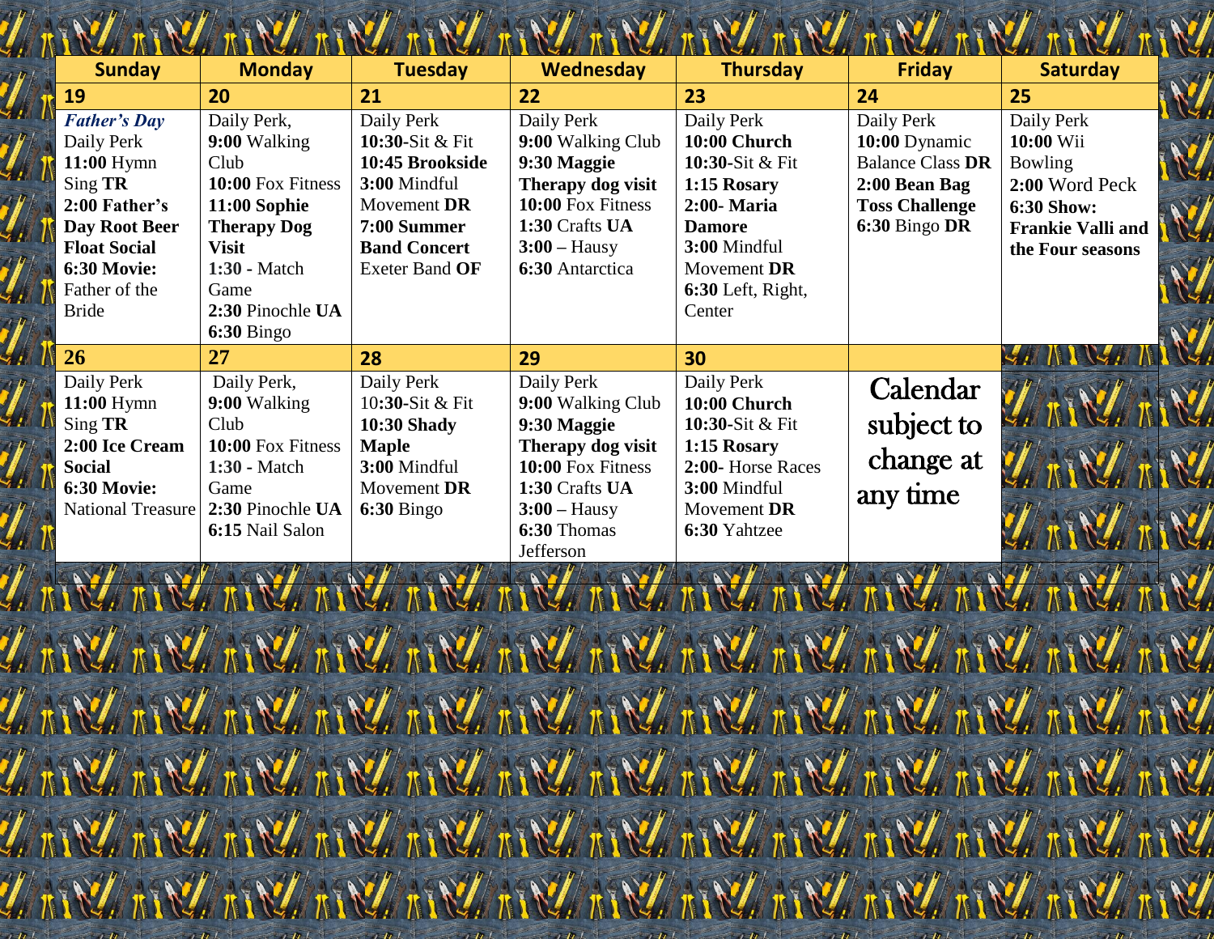| Sunday | Monday | Tuesday | Wednesday | Thursday | Friday | Saturday |
|---|---|---|---|---|---|---|
| **19** | **20** | **21** | **22** | **23** | **24** | **25** |
| ***Father's Day*** Daily Perk **11:00** Hymn Sing **TR** **2:00 Father's Day Root Beer Float Social** **6:30 Movie:** Father of the Bride | Daily Perk, **9:00** Walking Club **10:00** Fox Fitness **11:00 Sophie Therapy Dog Visit** **1:30** - Match Game **2:30** Pinochle **UA** **6:30** Bingo | Daily Perk **10:30**-Sit & Fit **10:45 Brookside** **3:00** Mindful Movement **DR** **7:00 Summer Band Concert** Exeter Band **OF** | Daily Perk **9:00** Walking Club **9:30 Maggie Therapy dog visit** **10:00** Fox Fitness **1:30** Crafts **UA** **3:00 –** Hausy **6:30** Antarctica | Daily Perk **10:00 Church** **10:30**-Sit & Fit **1:15 Rosary** **2:00- Maria Damore** **3:00** Mindful Movement **DR** **6:30** Left, Right, Center | Daily Perk **10:00** Dynamic Balance Class **DR** **2:00 Bean Bag Toss Challenge** **6:30** Bingo **DR** | Daily Perk **10:00** Wii Bowling **2:00** Word Peck **6:30 Show: Frankie Valli and the Four seasons** |
| **26** | **27** | **28** | **29** | **30** | | |
| Daily Perk **11:00** Hymn Sing **TR** **2:00 Ice Cream Social** **6:30 Movie:** National Treasure | Daily Perk, **9:00** Walking Club **10:00** Fox Fitness **1:30** - Match Game **2:30** Pinochle **UA** **6:15** Nail Salon | Daily Perk 10**:30**-Sit & Fit **10:30 Shady Maple** **3:00** Mindful Movement **DR** **6:30** Bingo | Daily Perk **9:00** Walking Club **9:30 Maggie Therapy dog visit** **10:00** Fox Fitness **1:30** Crafts **UA** **3:00 –** Hausy **6:30** Thomas Jefferson | Daily Perk **10:00 Church** **10:30**-Sit & Fit **1:15 Rosary** **2:00-** Horse Races **3:00** Mindful Movement **DR** **6:30** Yahtzee | Calendar subject to change at any time | |